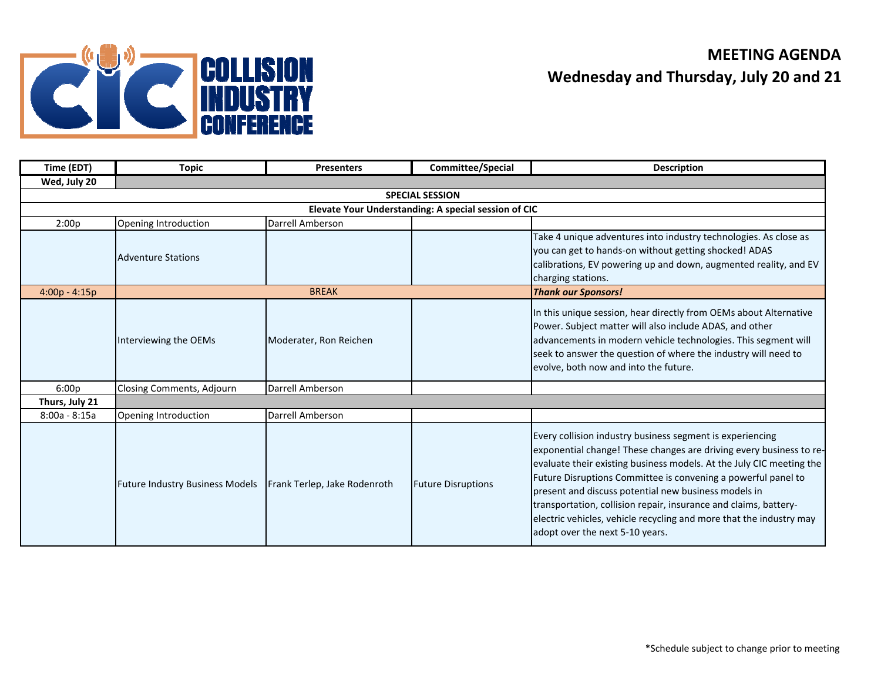# COLLISION INDUSTRY CONFERENCE

## MEETING AGENDA
## Wednesday and Thursday, July 20 and 21

| Time (EDT) | Topic | Presenters | Committee/Special | Description |
|---|---|---|---|---|
| **Wed, July 20** | | | | |
| | | **SPECIAL SESSION** | | |
| | | **Elevate Your Understanding: A special session of CIC** | | |
| 2:00p | Opening Introduction | Darrell Amberson | | |
| | Adventure Stations | | | Take 4 unique adventures into industry technologies. As close as you can get to hands-on without getting shocked! ADAS calibrations, EV powering up and down, augmented reality, and EV charging stations. |
| 4:00p - 4:15p | BREAK | | | ***Thank our Sponsors!*** |
| | Interviewing the OEMs | Moderater, Ron Reichen | | In this unique session, hear directly from OEMs about Alternative Power. Subject matter will also include ADAS, and other advancements in modern vehicle technologies. This segment will seek to answer the question of where the industry will need to evolve, both now and into the future. |
| 6:00p | Closing Comments, Adjourn | Darrell Amberson | | |
| **Thurs, July 21** | | | | |
| 8:00a - 8:15a | Opening Introduction | Darrell Amberson | | |
| | Future Industry Business Models | Frank Terlep, Jake Rodenroth | Future Disruptions | Every collision industry business segment is experiencing exponential change! These changes are driving every business to re-evaluate their existing business models. At the July CIC meeting the Future Disruptions Committee is convening a powerful panel to present and discuss potential new business models in transportation, collision repair, insurance and claims, battery-electric vehicles, vehicle recycling and more that the industry may adopt over the next 5-10 years. |

*Schedule subject to change prior to meeting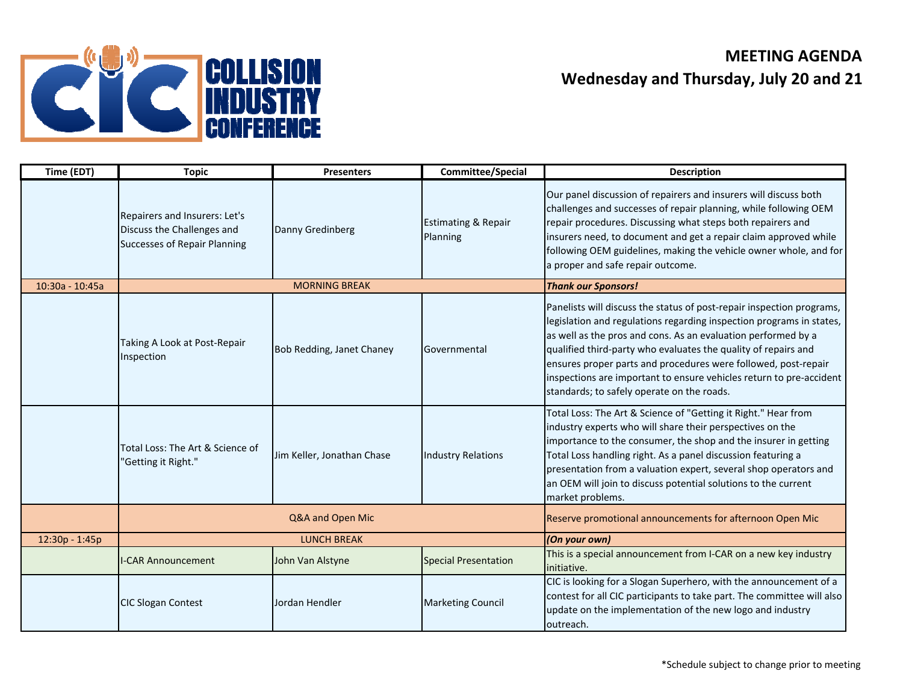# MEETING AGENDA
## Wednesday and Thursday, July 20 and 21

| Time (EDT) | Topic | Presenters | Committee/Special | Description |
|---|---|---|---|---|
| | Repairers and Insurers: Let's Discuss the Challenges and Successes of Repair Planning | Danny Gredinberg | Estimating & Repair Planning | Our panel discussion of repairers and insurers will discuss both challenges and successes of repair planning, while following OEM repair procedures. Discussing what steps both repairers and insurers need, to document and get a repair claim approved while following OEM guidelines, making the vehicle owner whole, and for a proper and safe repair outcome. |
| 10:30a - 10:45a | MORNING BREAK | | | ***Thank our Sponsors!*** |
| | Taking A Look at Post-Repair Inspection | Bob Redding, Janet Chaney | Governmental | Panelists will discuss the status of post-repair inspection programs, legislation and regulations regarding inspection programs in states, as well as the pros and cons. As an evaluation performed by a qualified third-party who evaluates the quality of repairs and ensures proper parts and procedures were followed, post-repair inspections are important to ensure vehicles return to pre-accident standards; to safely operate on the roads. |
| | Total Loss: The Art & Science of "Getting it Right." | Jim Keller, Jonathan Chase | Industry Relations | Total Loss: The Art & Science of "Getting it Right." Hear from industry experts who will share their perspectives on the importance to the consumer, the shop and the insurer in getting Total Loss handling right. As a panel discussion featuring a presentation from a valuation expert, several shop operators and an OEM will join to discuss potential solutions to the current market problems. |
| | Q&A and Open Mic | | | Reserve promotional announcements for afternoon Open Mic |
| 12:30p - 1:45p | LUNCH BREAK | | | ***(On your own)*** |
| | I-CAR Announcement | John Van Alstyne | Special Presentation | This is a special announcement from I-CAR on a new key industry initiative. |
| | CIC Slogan Contest | Jordan Hendler | Marketing Council | CIC is looking for a Slogan Superhero, with the announcement of a contest for all CIC participants to take part. The committee will also update on the implementation of the new logo and industry outreach. |

*Schedule subject to change prior to meeting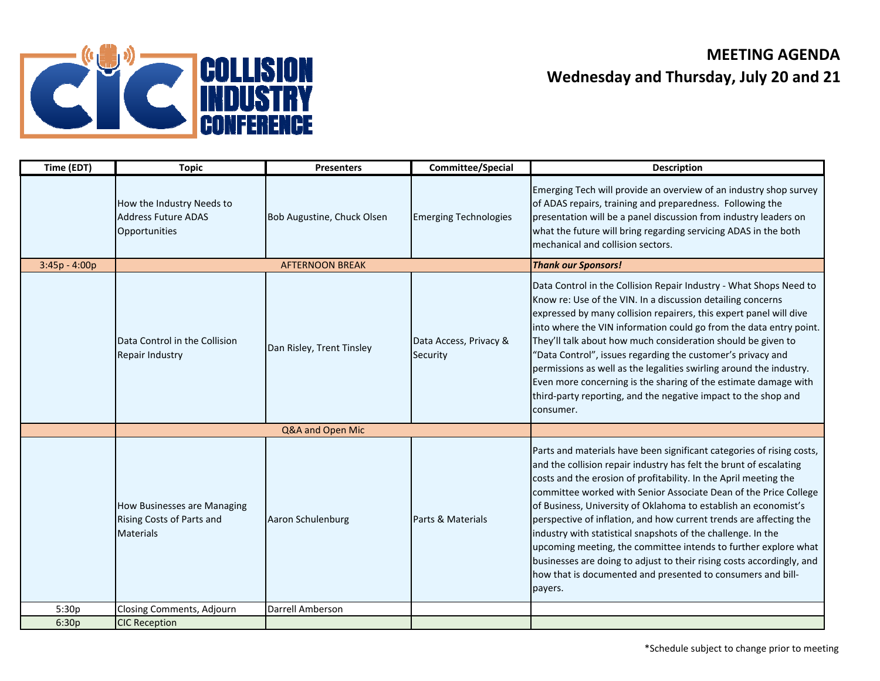# MEETING AGENDA

## Wednesday and Thursday, July 20 and 21

| Time (EDT) | Topic | Presenters | Committee/Special | Description |
|---|---|---|---|---|
| | How the Industry Needs to Address Future ADAS Opportunities | Bob Augustine, Chuck Olsen | Emerging Technologies | Emerging Tech will provide an overview of an industry shop survey of ADAS repairs, training and preparedness. Following the presentation will be a panel discussion from industry leaders on what the future will bring regarding servicing ADAS in the both mechanical and collision sectors. |
| 3:45p - 4:00p | AFTERNOON BREAK | | | ***Thank our Sponsors!*** |
| | Data Control in the Collision Repair Industry | Dan Risley, Trent Tinsley | Data Access, Privacy & Security | Data Control in the Collision Repair Industry - What Shops Need to Know re: Use of the VIN. In a discussion detailing concerns expressed by many collision repairers, this expert panel will dive into where the VIN information could go from the data entry point. They'll talk about how much consideration should be given to "Data Control", issues regarding the customer's privacy and permissions as well as the legalities swirling around the industry. Even more concerning is the sharing of the estimate damage with third-party reporting, and the negative impact to the shop and consumer. |
| | Q&A and Open Mic | | | |
| | How Businesses are Managing Rising Costs of Parts and Materials | Aaron Schulenburg | Parts & Materials | Parts and materials have been significant categories of rising costs, and the collision repair industry has felt the brunt of escalating costs and the erosion of profitability. In the April meeting the committee worked with Senior Associate Dean of the Price College of Business, University of Oklahoma to establish an economist's perspective of inflation, and how current trends are affecting the industry with statistical snapshots of the challenge. In the upcoming meeting, the committee intends to further explore what businesses are doing to adjust to their rising costs accordingly, and how that is documented and presented to consumers and bill-payers. |
| 5:30p | Closing Comments, Adjourn | Darrell Amberson | | |
| 6:30p | CIC Reception | | | |

*Schedule subject to change prior to meeting